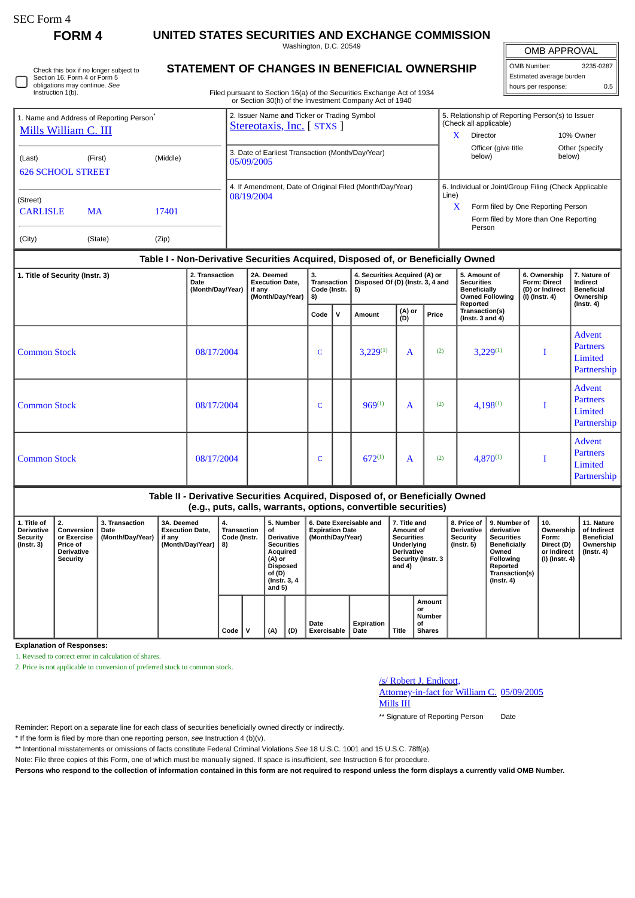SEC Form 4

# FORM 4

## UNITED STATES SECURITIES AND EXCHANGE COMMISSION

Washington, D.C. 20549

## STATEMENT OF CHANGES IN BENEFICIAL OWNERSHIP

Filed pursuant to Section 16(a) of the Securities Exchange Act of 1934 or Section 30(h) of the Investment Company Act of 1940

| OMB APPROVAL | |
|---|---|
| OMB Number: | 3235-0287 |
| Estimated average burden | |
| hours per response: | 0.5 |

☐ Check this box if no longer subject to Section 16. Form 4 or Form 5 obligations may continue. *See* Instruction 1(b).

| 1. Name and Address of Reporting Person* | 2. Issuer Name **and** Ticker or Trading Symbol | 5. Relationship of Reporting Person(s) to Issuer (Check all applicable) |
|---|---|---|
| Mills William C. III | Stereotaxis, Inc. [ STXS ] | X Director; 10% Owner; Officer (give title below); Other (specify below) |
| (Last) (First) (Middle) 626 SCHOOL STREET | 3. Date of Earliest Transaction (Month/Day/Year) 05/09/2005 | |
| (Street) CARLISLE MA 17401 | 4. If Amendment, Date of Original Filed (Month/Day/Year) 08/19/2004 | 6. Individual or Joint/Group Filing (Check Applicable Line) X Form filed by One Reporting Person; Form filed by More than One Reporting Person |
| (City) (State) (Zip) | | |

### Table I - Non-Derivative Securities Acquired, Disposed of, or Beneficially Owned

| 1. Title of Security (Instr. 3) | 2. Transaction Date (Month/Day/Year) | 2A. Deemed Execution Date, if any (Month/Day/Year) | 3. Transaction Code (Instr. 8) | | 4. Securities Acquired (A) or Disposed Of (D) (Instr. 3, 4 and 5) | | | 5. Amount of Securities Beneficially Owned Following Reported Transaction(s) (Instr. 3 and 4) | 6. Ownership Form: Direct (D) or Indirect (I) (Instr. 4) | 7. Nature of Indirect Beneficial Ownership (Instr. 4) |
|---|---|---|---|---|---|---|---|---|---|---|
| | | | Code | V | Amount | (A) or (D) | Price | | | |
| Common Stock | 08/17/2004 | | C | | 3,229[(1)] | A | [(2)] | 3,229[(1)] | I | Advent Partners Limited Partnership |
| Common Stock | 08/17/2004 | | C | | 969[(1)] | A | [(2)] | 4,198[(1)] | I | Advent Partners Limited Partnership |
| Common Stock | 08/17/2004 | | C | | 672[(1)] | A | [(2)] | 4,870[(1)] | I | Advent Partners Limited Partnership |

### Table II - Derivative Securities Acquired, Disposed of, or Beneficially Owned (e.g., puts, calls, warrants, options, convertible securities)

| 1. Title of Derivative Security (Instr. 3) | 2. Conversion or Exercise Price of Derivative Security | 3. Transaction Date (Month/Day/Year) | 3A. Deemed Execution Date, if any (Month/Day/Year) | 4. Transaction Code (Instr. 8) | | 5. Number of Derivative Securities Acquired (A) or Disposed of (D) (Instr. 3, 4 and 5) | | 6. Date Exercisable and Expiration Date (Month/Day/Year) | | 7. Title and Amount of Securities Underlying Derivative Security (Instr. 3 and 4) | | 8. Price of Derivative Security (Instr. 5) | 9. Number of derivative Securities Beneficially Owned Following Reported Transaction(s) (Instr. 4) | 10. Ownership Form: Direct (D) or Indirect (I) (Instr. 4) | 11. Nature of Indirect Beneficial Ownership (Instr. 4) |
|---|---|---|---|---|---|---|---|---|---|---|---|---|---|---|---|
| | | | | Code | V | (A) | (D) | Date Exercisable | Expiration Date | Title | Amount or Number of Shares | | | | |

**Explanation of Responses:**

1. Revised to correct error in calculation of shares.
2. Price is not applicable to conversion of preferred stock to common stock.

/s/ Robert J. Endicott, Attorney-in-fact for William C. Mills III — 05/09/2005

** Signature of Reporting Person — Date

Reminder: Report on a separate line for each class of securities beneficially owned directly or indirectly.

\* If the form is filed by more than one reporting person, *see* Instruction 4 (b)(v).

\*\* Intentional misstatements or omissions of facts constitute Federal Criminal Violations *See* 18 U.S.C. 1001 and 15 U.S.C. 78ff(a).

Note: File three copies of this Form, one of which must be manually signed. If space is insufficient, *see* Instruction 6 for procedure.

**Persons who respond to the collection of information contained in this form are not required to respond unless the form displays a currently valid OMB Number.**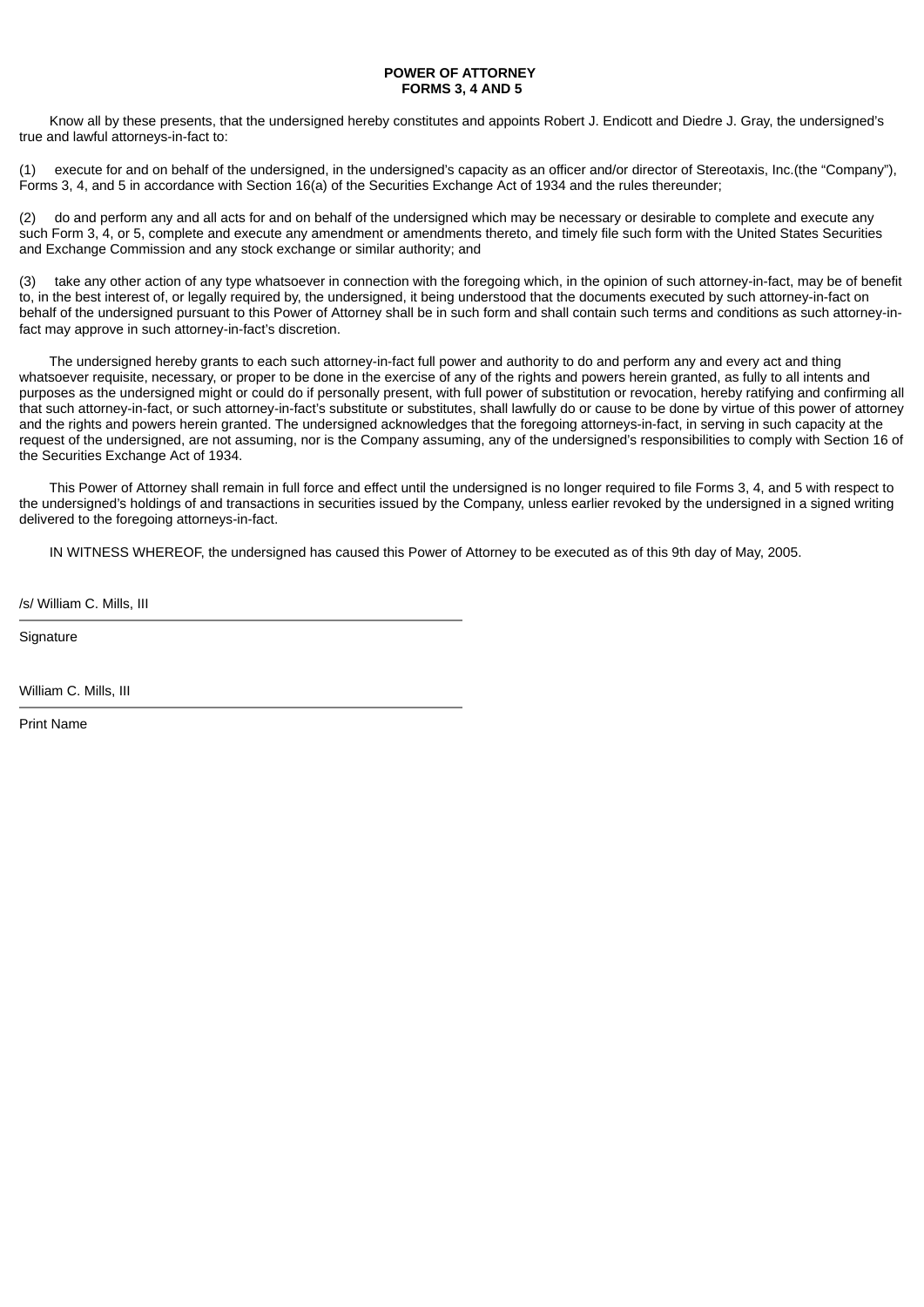**POWER OF ATTORNEY**
**FORMS 3, 4 AND 5**

Know all by these presents, that the undersigned hereby constitutes and appoints Robert J. Endicott and Diedre J. Gray, the undersigned's true and lawful attorneys-in-fact to:

(1) execute for and on behalf of the undersigned, in the undersigned's capacity as an officer and/or director of Stereotaxis, Inc.(the "Company"), Forms 3, 4, and 5 in accordance with Section 16(a) of the Securities Exchange Act of 1934 and the rules thereunder;

(2) do and perform any and all acts for and on behalf of the undersigned which may be necessary or desirable to complete and execute any such Form 3, 4, or 5, complete and execute any amendment or amendments thereto, and timely file such form with the United States Securities and Exchange Commission and any stock exchange or similar authority; and

(3) take any other action of any type whatsoever in connection with the foregoing which, in the opinion of such attorney-in-fact, may be of benefit to, in the best interest of, or legally required by, the undersigned, it being understood that the documents executed by such attorney-in-fact on behalf of the undersigned pursuant to this Power of Attorney shall be in such form and shall contain such terms and conditions as such attorney-in-fact may approve in such attorney-in-fact's discretion.

The undersigned hereby grants to each such attorney-in-fact full power and authority to do and perform any and every act and thing whatsoever requisite, necessary, or proper to be done in the exercise of any of the rights and powers herein granted, as fully to all intents and purposes as the undersigned might or could do if personally present, with full power of substitution or revocation, hereby ratifying and confirming all that such attorney-in-fact, or such attorney-in-fact's substitute or substitutes, shall lawfully do or cause to be done by virtue of this power of attorney and the rights and powers herein granted. The undersigned acknowledges that the foregoing attorneys-in-fact, in serving in such capacity at the request of the undersigned, are not assuming, nor is the Company assuming, any of the undersigned's responsibilities to comply with Section 16 of the Securities Exchange Act of 1934.

This Power of Attorney shall remain in full force and effect until the undersigned is no longer required to file Forms 3, 4, and 5 with respect to the undersigned's holdings of and transactions in securities issued by the Company, unless earlier revoked by the undersigned in a signed writing delivered to the foregoing attorneys-in-fact.

IN WITNESS WHEREOF, the undersigned has caused this Power of Attorney to be executed as of this 9th day of May, 2005.

/s/ William C. Mills, III

Signature

William C. Mills, III

Print Name